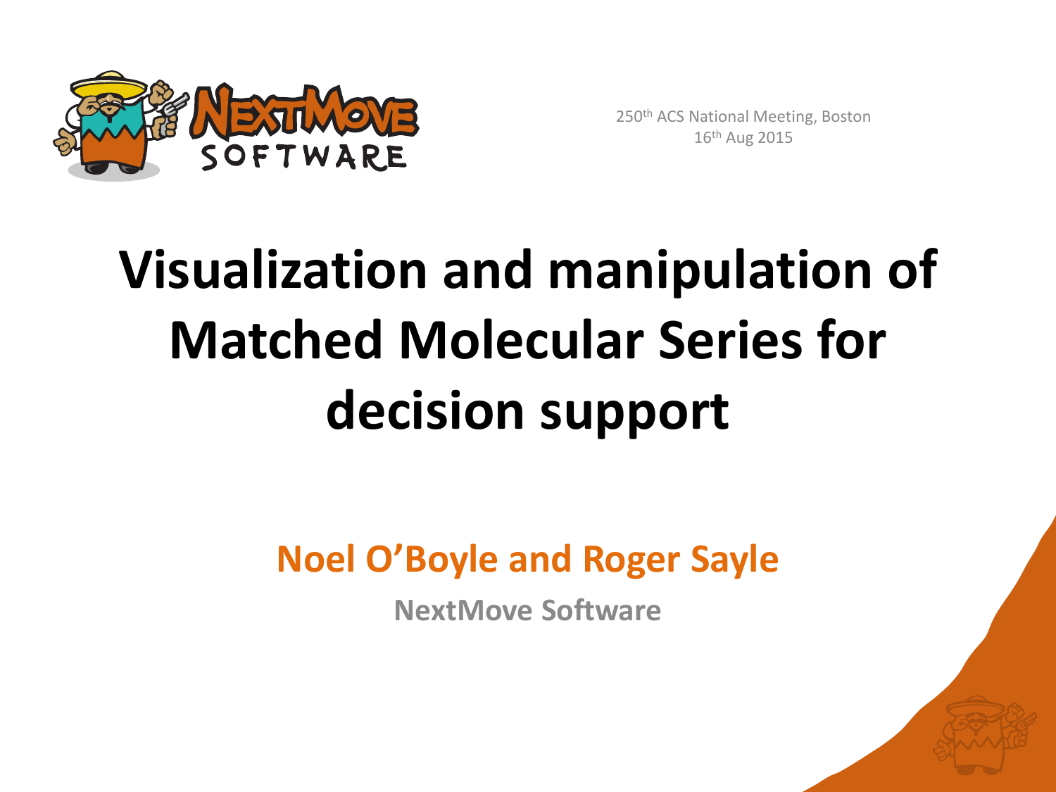250th ACS National Meeting, Boston
16th Aug 2015

# Visualization and manipulation of Matched Molecular Series for decision support

**Noel O'Boyle and Roger Sayle**

**NextMove Software**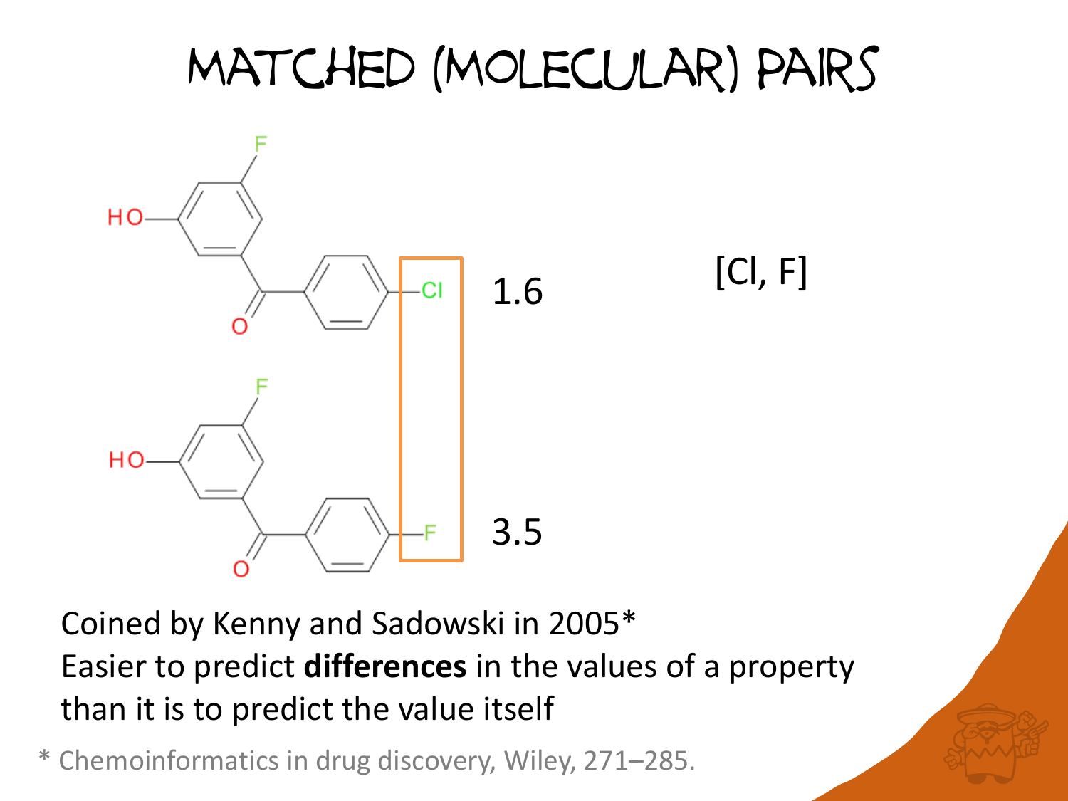# Matched (Molecular) Pairs

1.6

3.5

[Cl, F]

Coined by Kenny and Sadowski in 2005*
Easier to predict **differences** in the values of a property than it is to predict the value itself

* Chemoinformatics in drug discovery, Wiley, 271–285.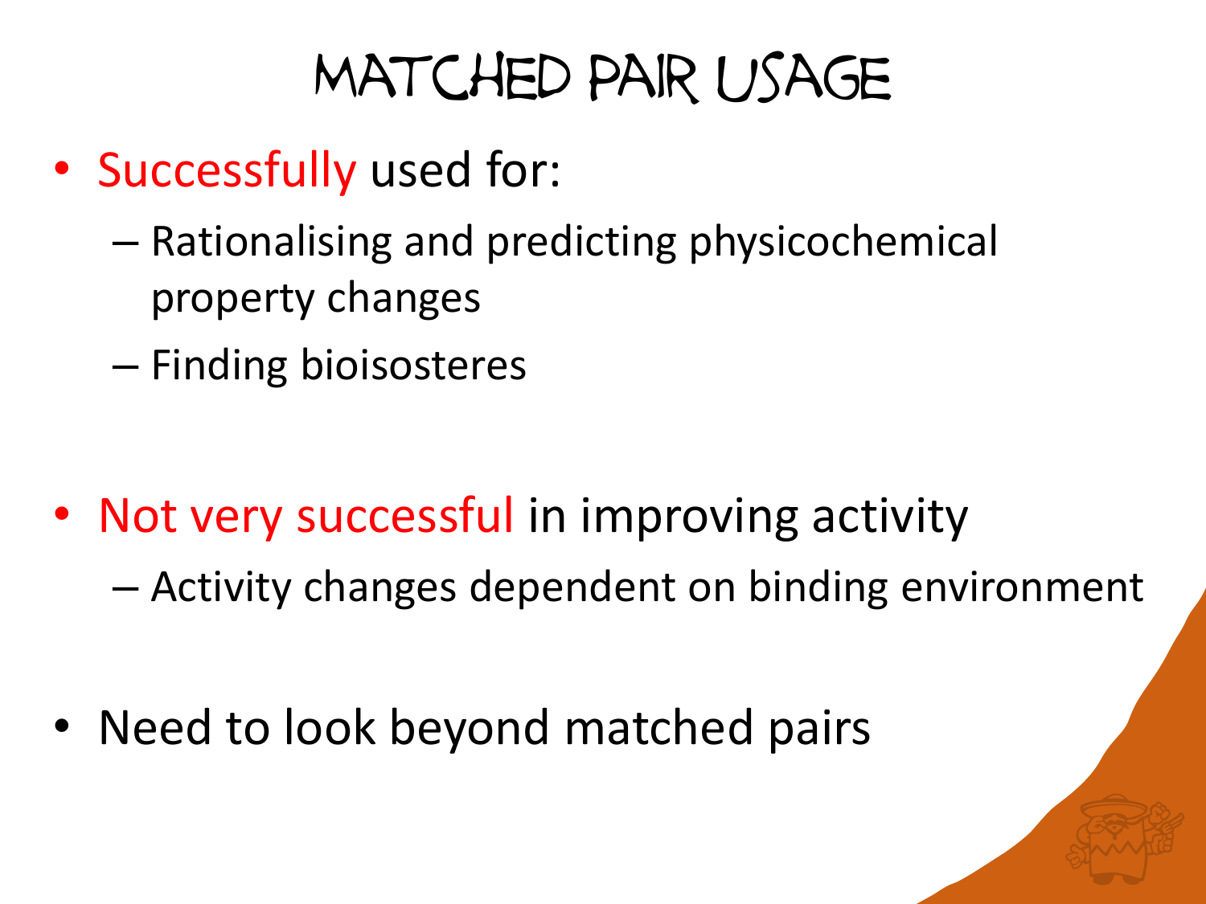# Matched Pair Usage

- Successfully used for:
  - Rationalising and predicting physicochemical property changes
  - Finding bioisosteres
- Not very successful in improving activity
  - Activity changes dependent on binding environment
- Need to look beyond matched pairs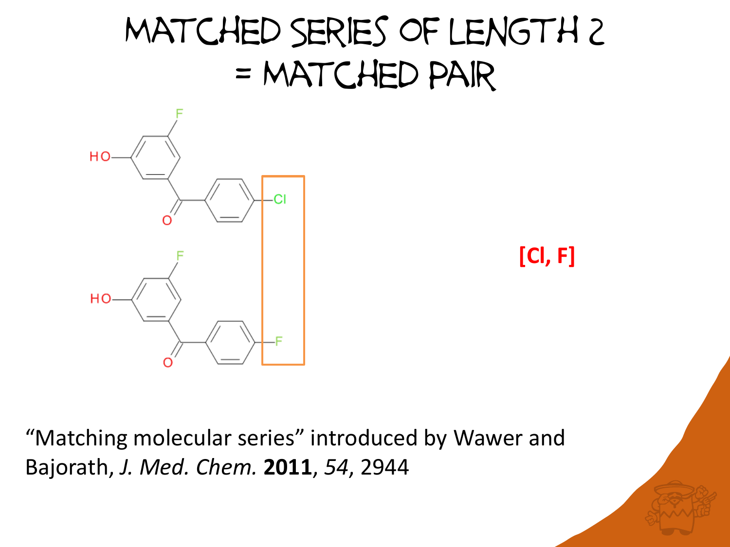# Matched series of length 2 = matched pair

[Cl, F]

"Matching molecular series" introduced by Wawer and Bajorath, *J. Med. Chem.* **2011**, *54*, 2944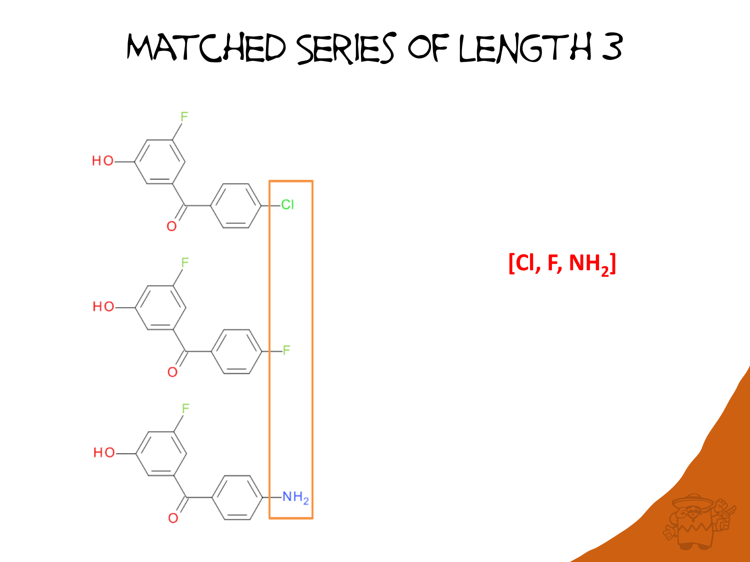# Matched Series of Length 3

[Cl, F, $NH_2$]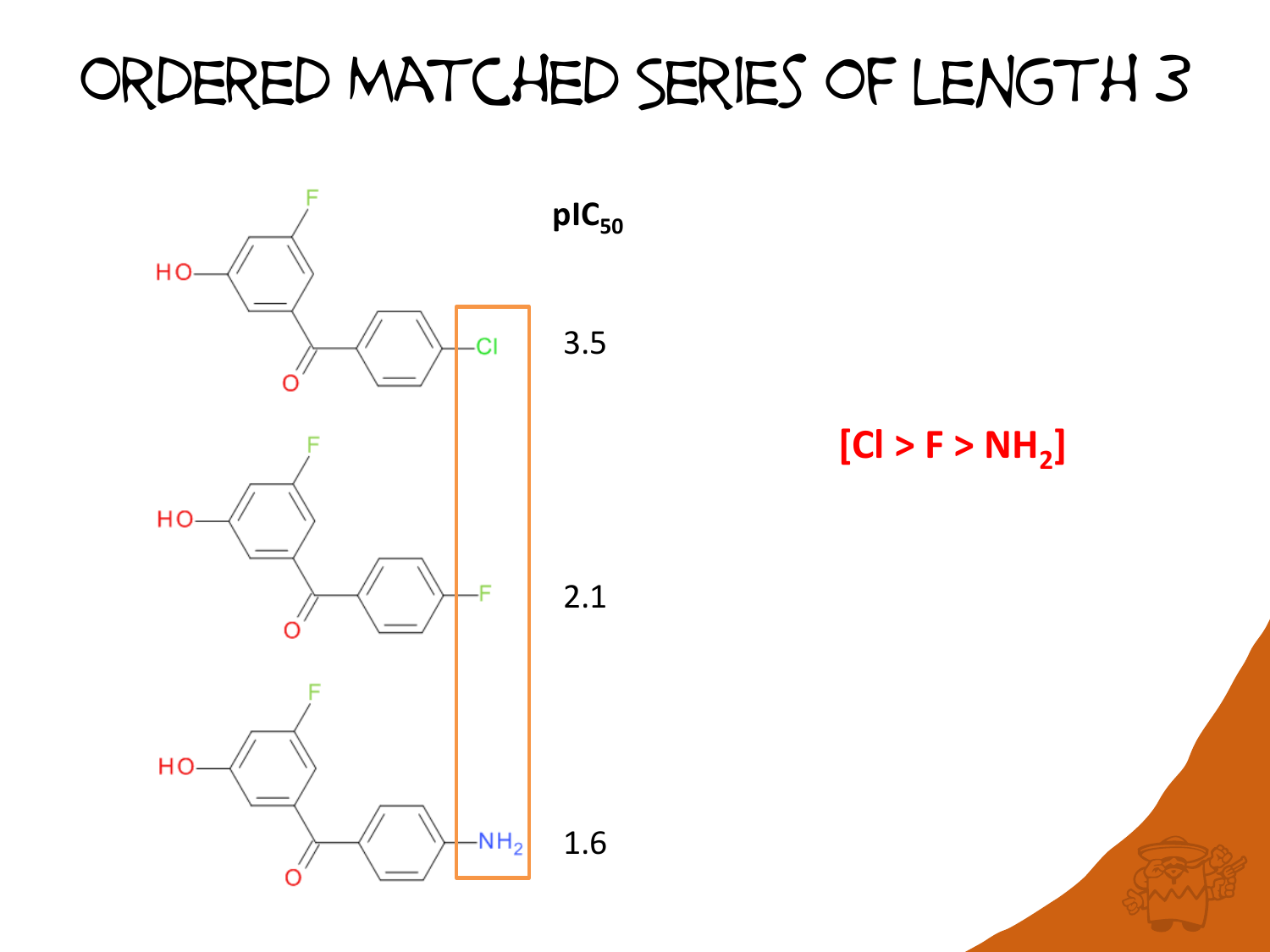# Ordered Matched Series of Length 3

| | $pIC_{50}$ |
|---|---|
| Cl | 3.5 |
| F | 2.1 |
| $NH_2$ | 1.6 |

**[Cl > F > $NH_2$]**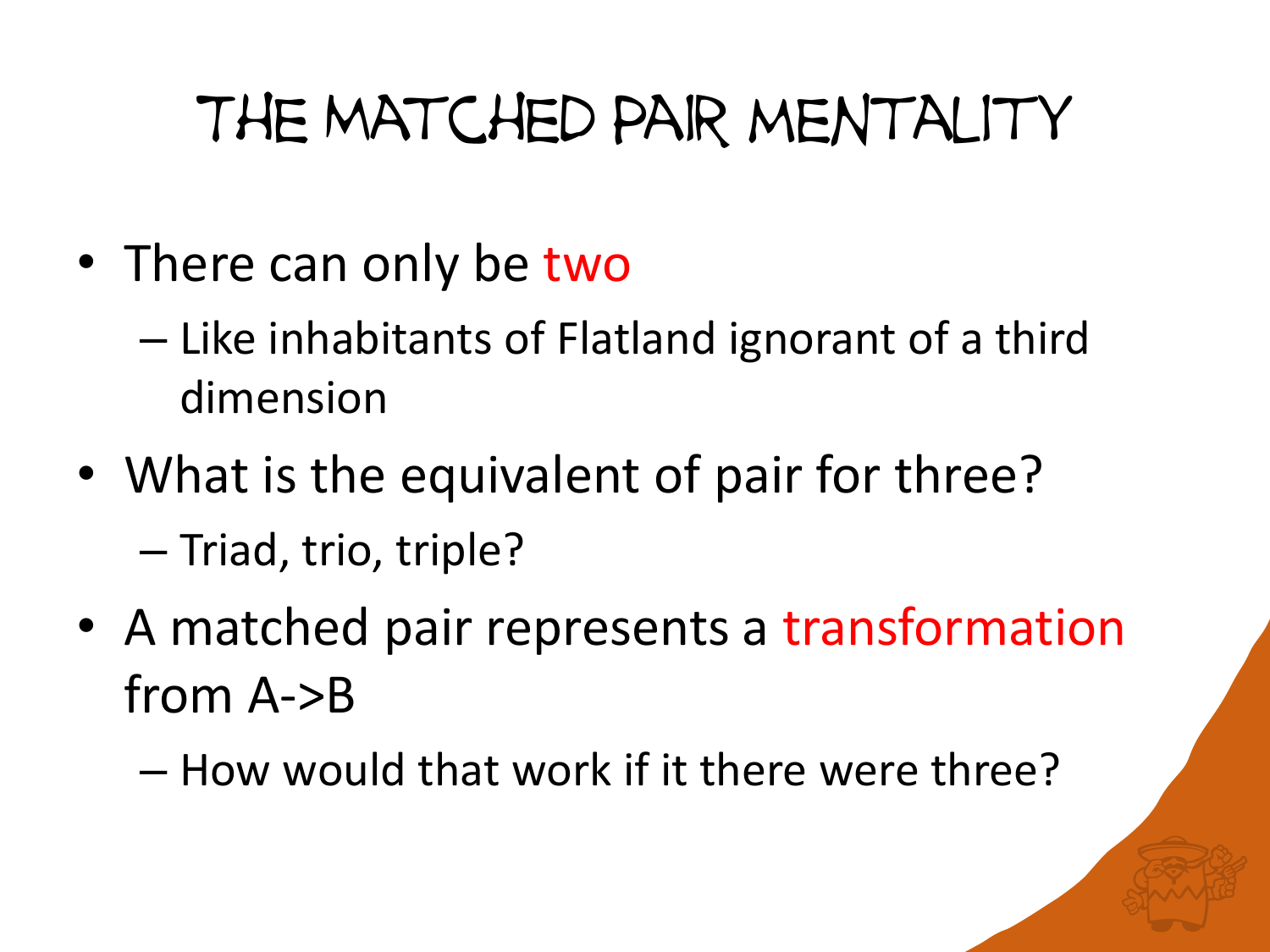# The Matched Pair Mentality

- There can only be two
  - Like inhabitants of Flatland ignorant of a third dimension
- What is the equivalent of pair for three?
  - Triad, trio, triple?
- A matched pair represents a transformation from A->B
  - How would that work if it there were three?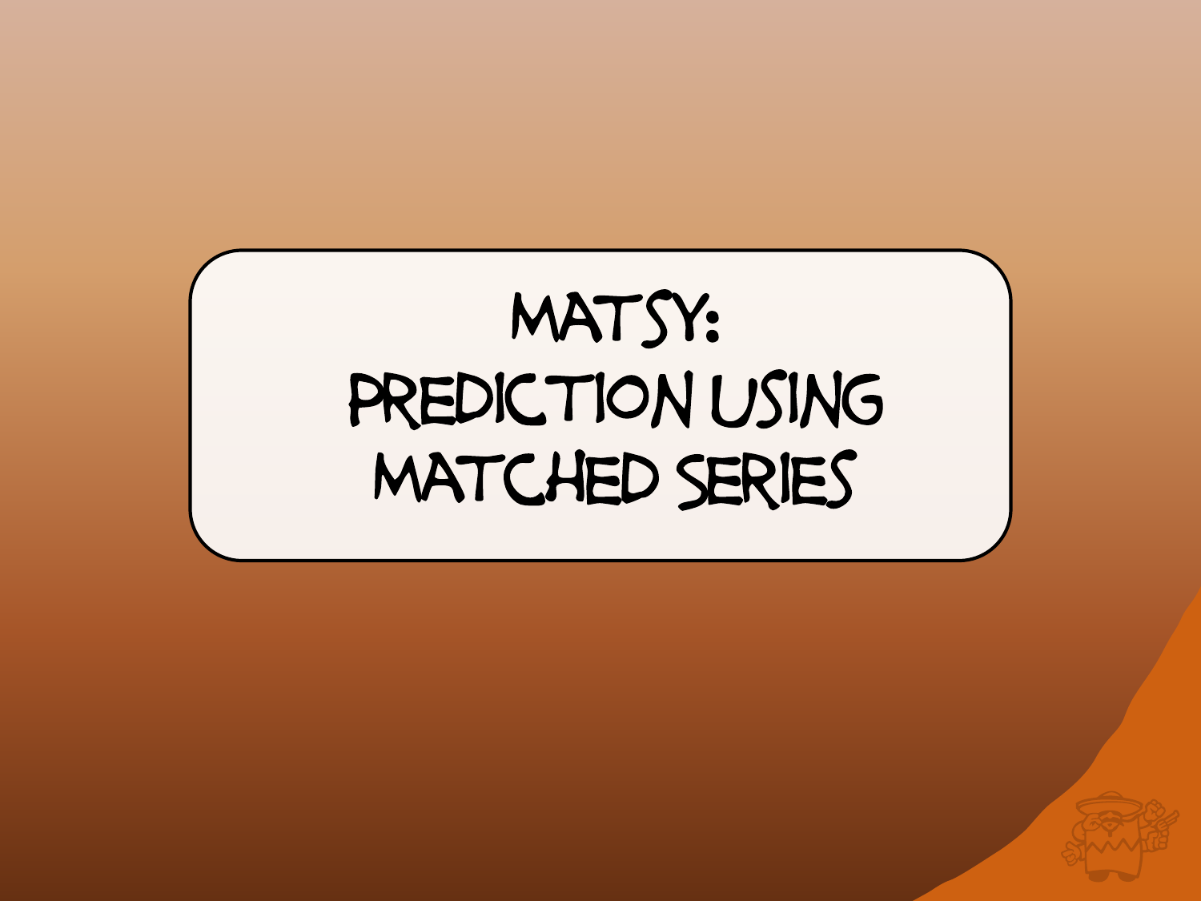# MATSY: Prediction Using Matched Series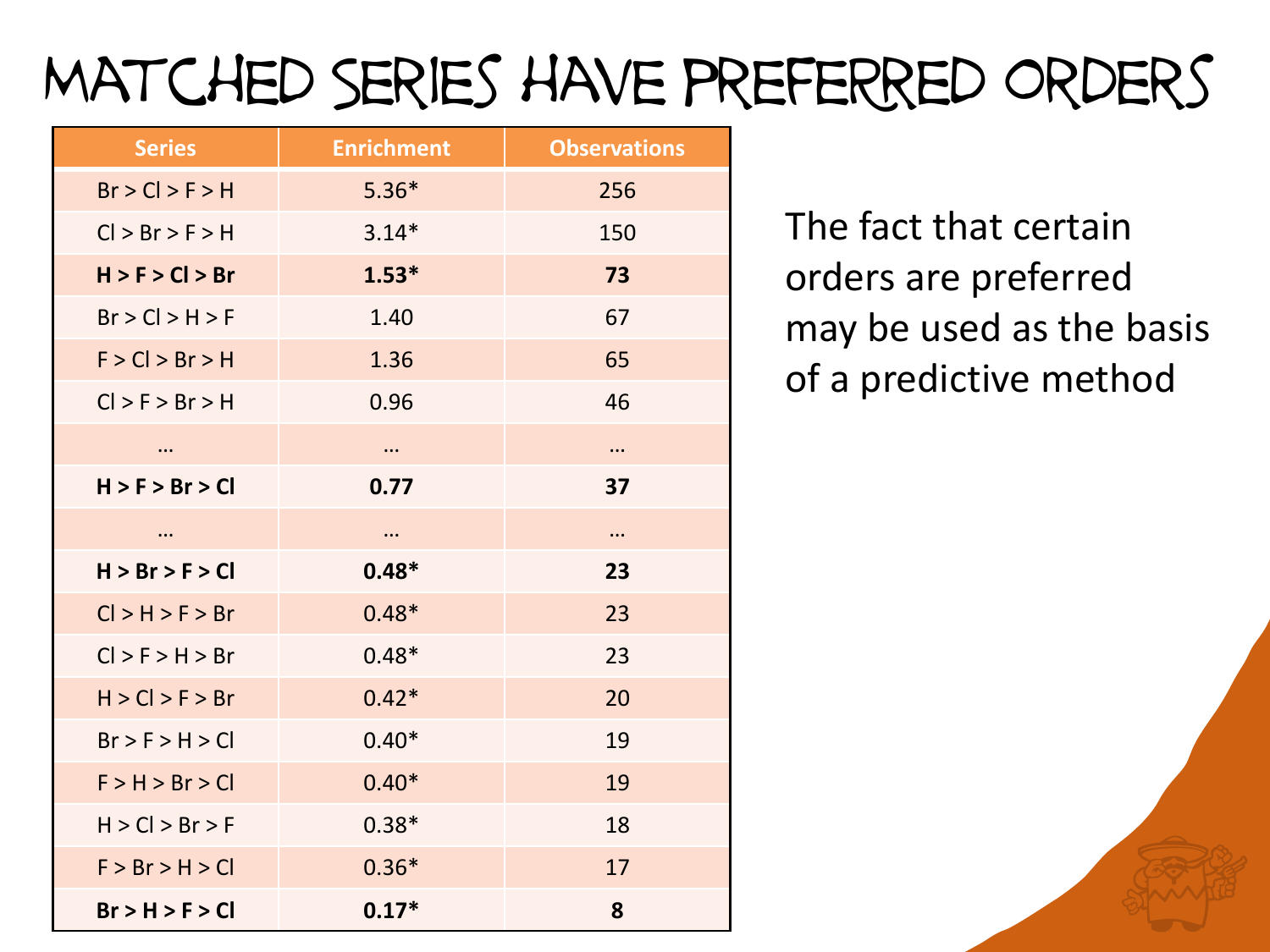# Matched series have preferred orders

| Series | Enrichment | Observations |
|---|---|---|
| Br > Cl > F > H | 5.36* | 256 |
| Cl > Br > F > H | 3.14* | 150 |
| **H > F > Cl > Br** | **1.53*** | **73** |
| Br > Cl > H > F | 1.40 | 67 |
| F > Cl > Br > H | 1.36 | 65 |
| Cl > F > Br > H | 0.96 | 46 |
| … | … | … |
| **H > F > Br > Cl** | **0.77** | **37** |
| … | … | … |
| **H > Br > F > Cl** | **0.48*** | **23** |
| Cl > H > F > Br | 0.48* | 23 |
| Cl > F > H > Br | 0.48* | 23 |
| H > Cl > F > Br | 0.42* | 20 |
| Br > F > H > Cl | 0.40* | 19 |
| F > H > Br > Cl | 0.40* | 19 |
| H > Cl > Br > F | 0.38* | 18 |
| F > Br > H > Cl | 0.36* | 17 |
| **Br > H > F > Cl** | **0.17*** | **8** |

The fact that certain orders are preferred may be used as the basis of a predictive method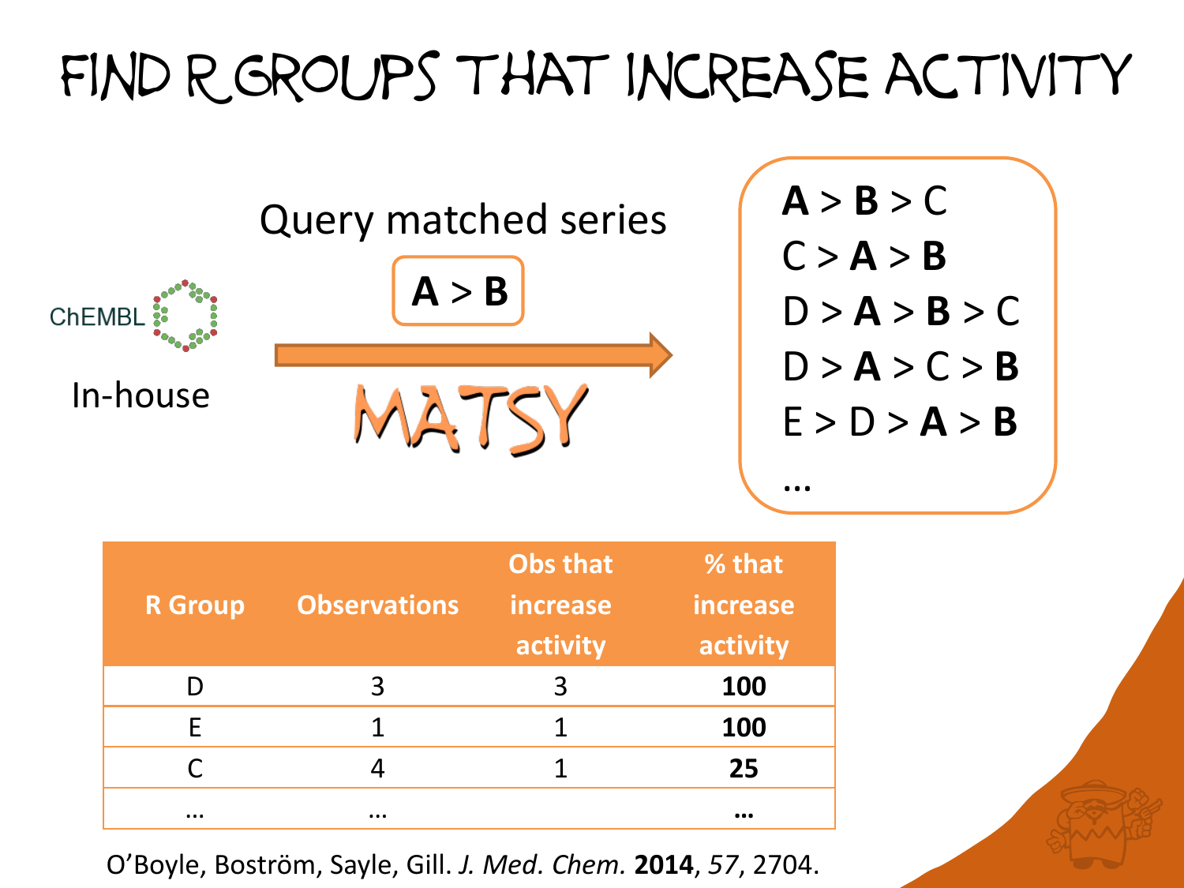# FIND R GROUPS THAT INCREASE ACTIVITY

ChEMBL

In-house

Query matched series

**A** > **B**

MATSY

**A** > **B** > C
C > **A** > **B**
D > **A** > **B** > C
D > **A** > C > **B**
E > D > **A** > **B**
...

| R Group | Observations | Obs that increase activity | % that increase activity |
|---|---|---|---|
| D | 3 | 3 | **100** |
| E | 1 | 1 | **100** |
| C | 4 | 1 | **25** |
| ... | ... | | **...** |

O'Boyle, Boström, Sayle, Gill. *J. Med. Chem.* **2014**, *57*, 2704.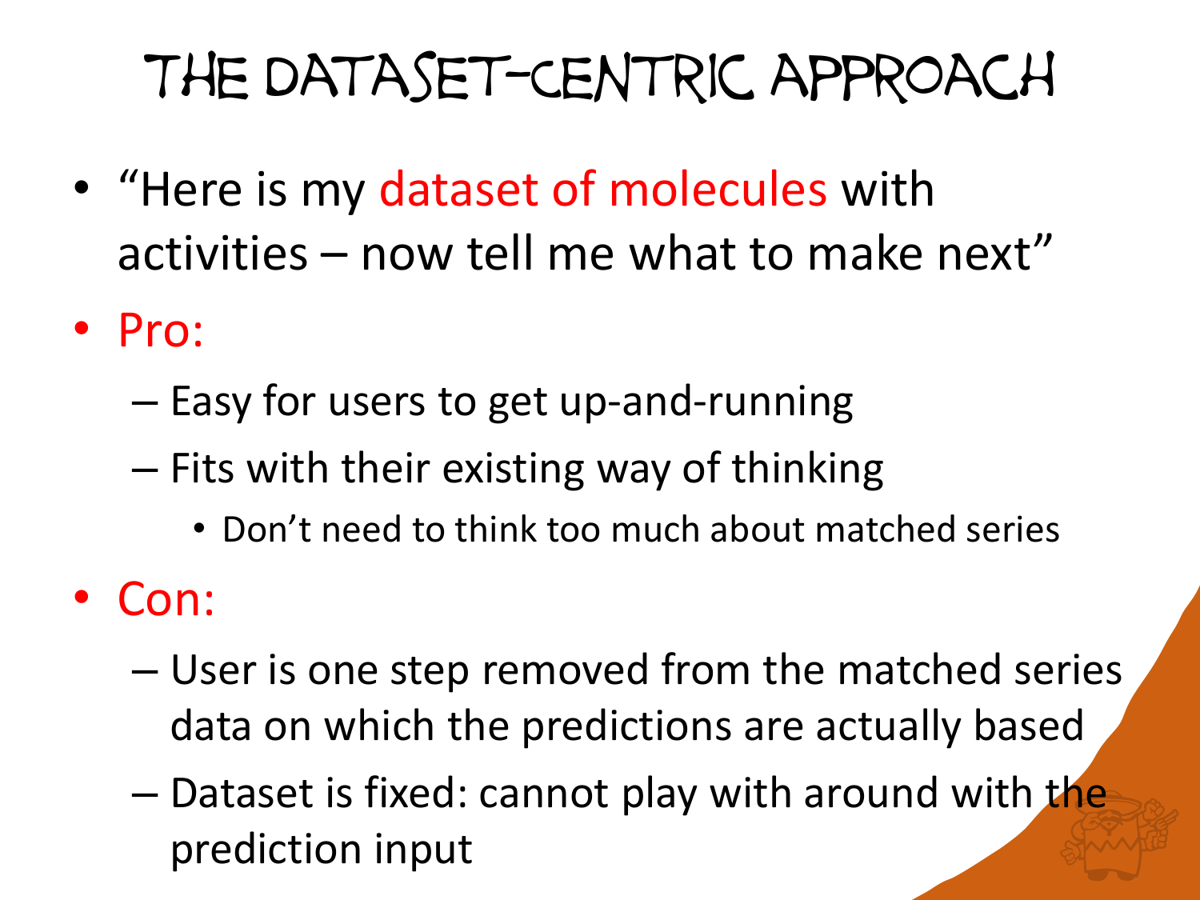# The Dataset-Centric Approach

- "Here is my dataset of molecules with activities – now tell me what to make next"
- Pro:
  - Easy for users to get up-and-running
  - Fits with their existing way of thinking
    - Don't need to think too much about matched series
- Con:
  - User is one step removed from the matched series data on which the predictions are actually based
  - Dataset is fixed: cannot play with around with the prediction input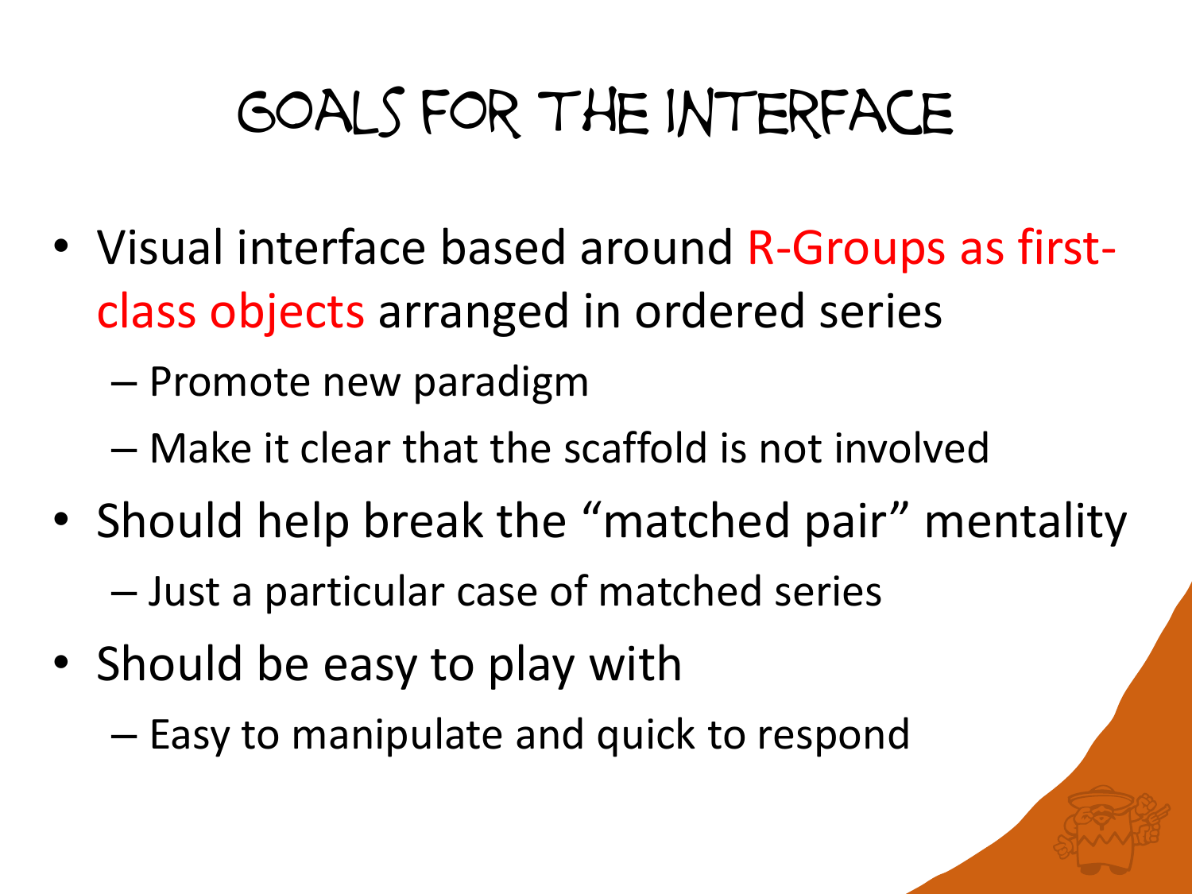# Goals for the Interface

- Visual interface based around R-Groups as first-class objects arranged in ordered series
  - Promote new paradigm
  - Make it clear that the scaffold is not involved
- Should help break the "matched pair" mentality
  - Just a particular case of matched series
- Should be easy to play with
  - Easy to manipulate and quick to respond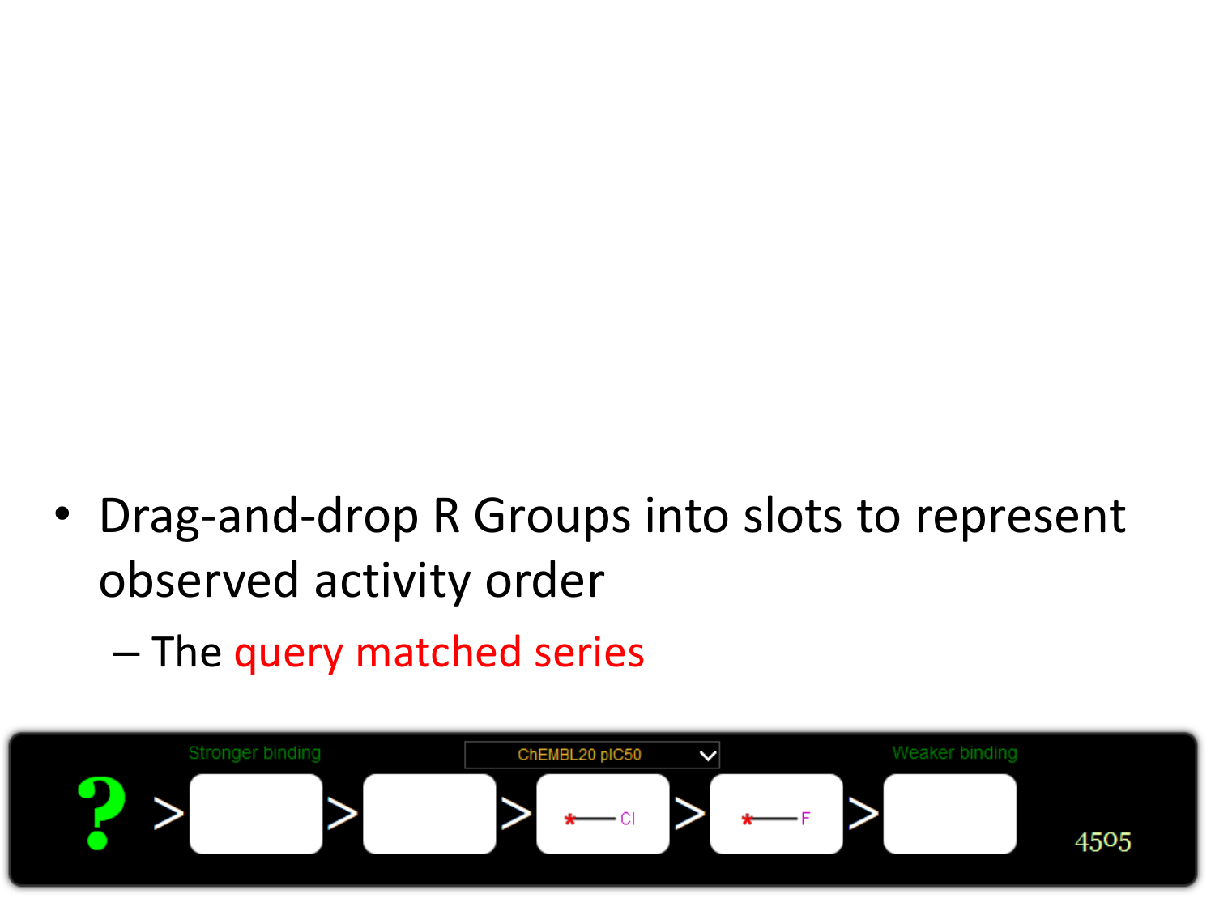- Drag-and-drop R Groups into slots to represent observed activity order
  - The query matched series

Stronger binding | ChEMBL20 pIC50 | Weaker binding

? > [ ] > [ ] > *—Cl > *—F > [ ]

4505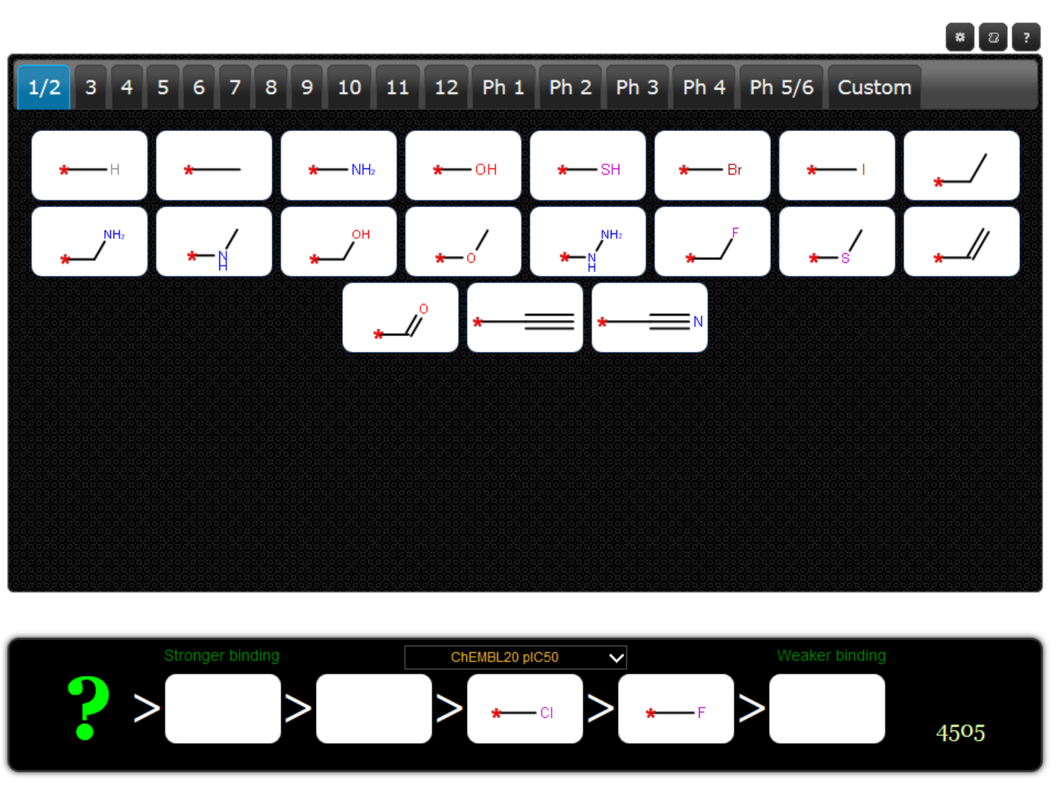1/2 | 3 | 4 | 5 | 6 | 7 | 8 | 9 | 10 | 11 | 12 | Ph 1 | Ph 2 | Ph 3 | Ph 4 | Ph 5/6 | Custom

*—H

*—

*—NH2

*—OH

*—SH

*—Br

*—I

NH2

N H

OH

O

NH2 N H

F

S

O

N

Stronger binding

ChEMBL20 pIC50

Weaker binding

? > > > *—Cl > *—F >

4505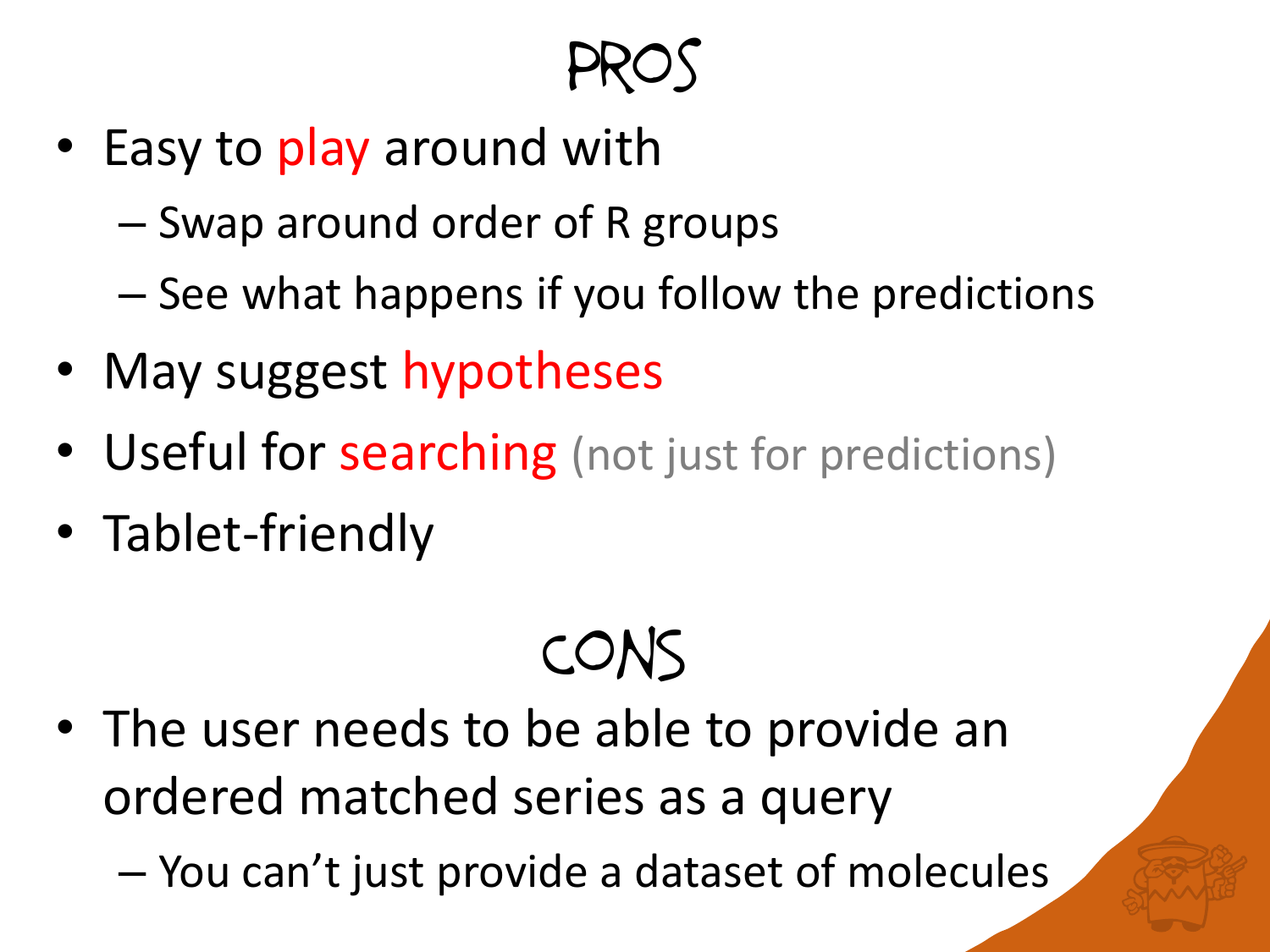# PROS

- Easy to play around with
  - Swap around order of R groups
  - See what happens if you follow the predictions
- May suggest hypotheses
- Useful for searching (not just for predictions)
- Tablet-friendly

# CONS

- The user needs to be able to provide an ordered matched series as a query
  - You can't just provide a dataset of molecules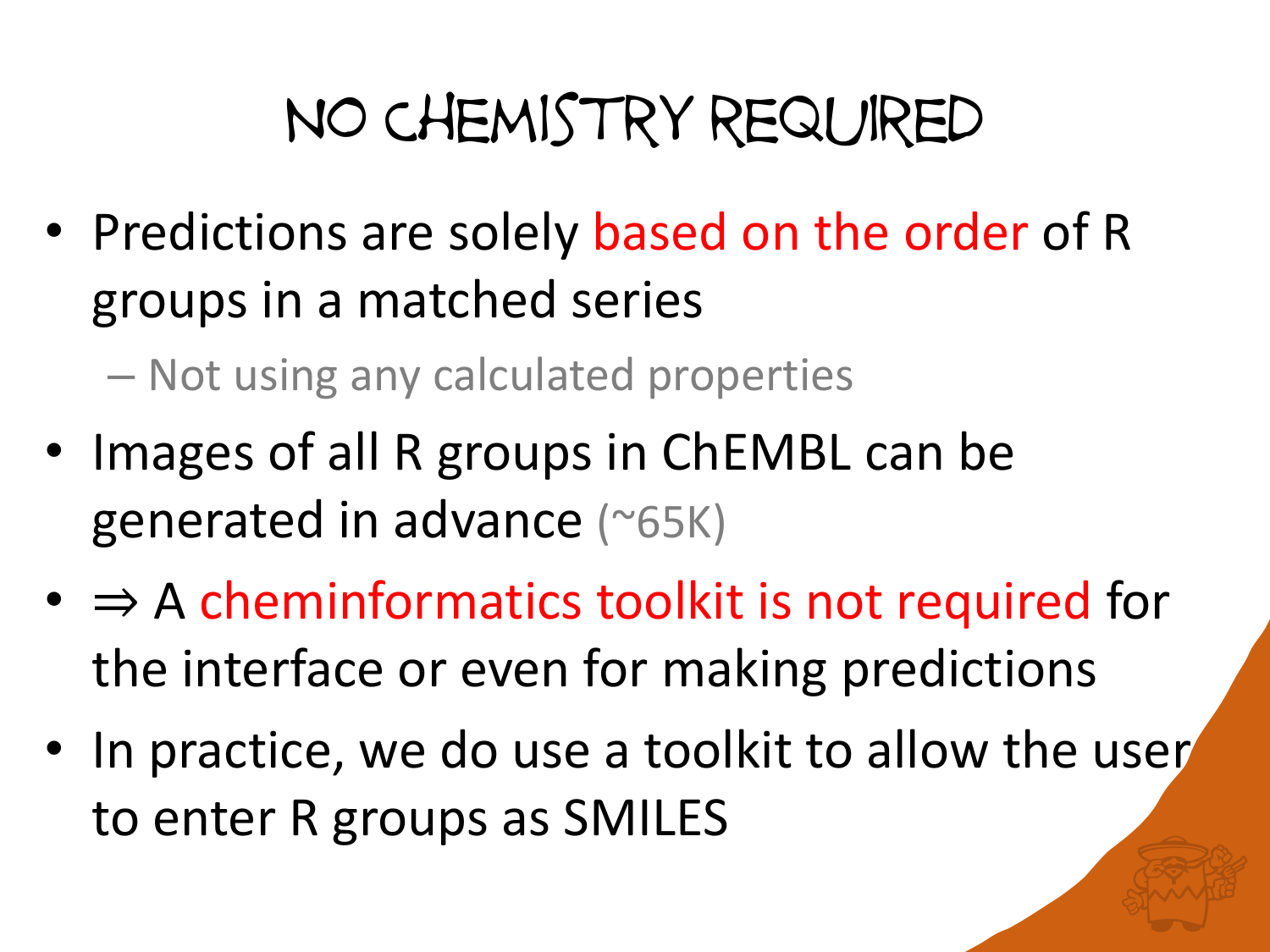# No Chemistry Required

- Predictions are solely based on the order of R groups in a matched series
  - Not using any calculated properties
- Images of all R groups in ChEMBL can be generated in advance (~65K)
- ⇒ A cheminformatics toolkit is not required for the interface or even for making predictions
- In practice, we do use a toolkit to allow the user to enter R groups as SMILES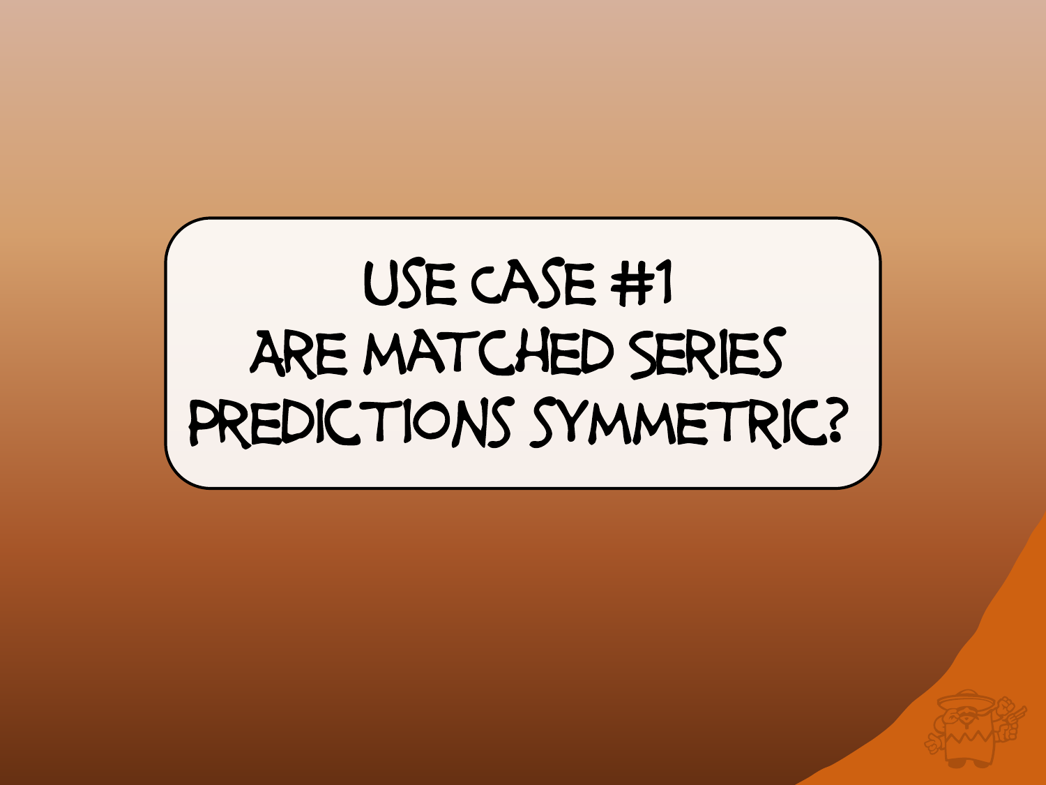# USE CASE #1
# ARE MATCHED SERIES PREDICTIONS SYMMETRIC?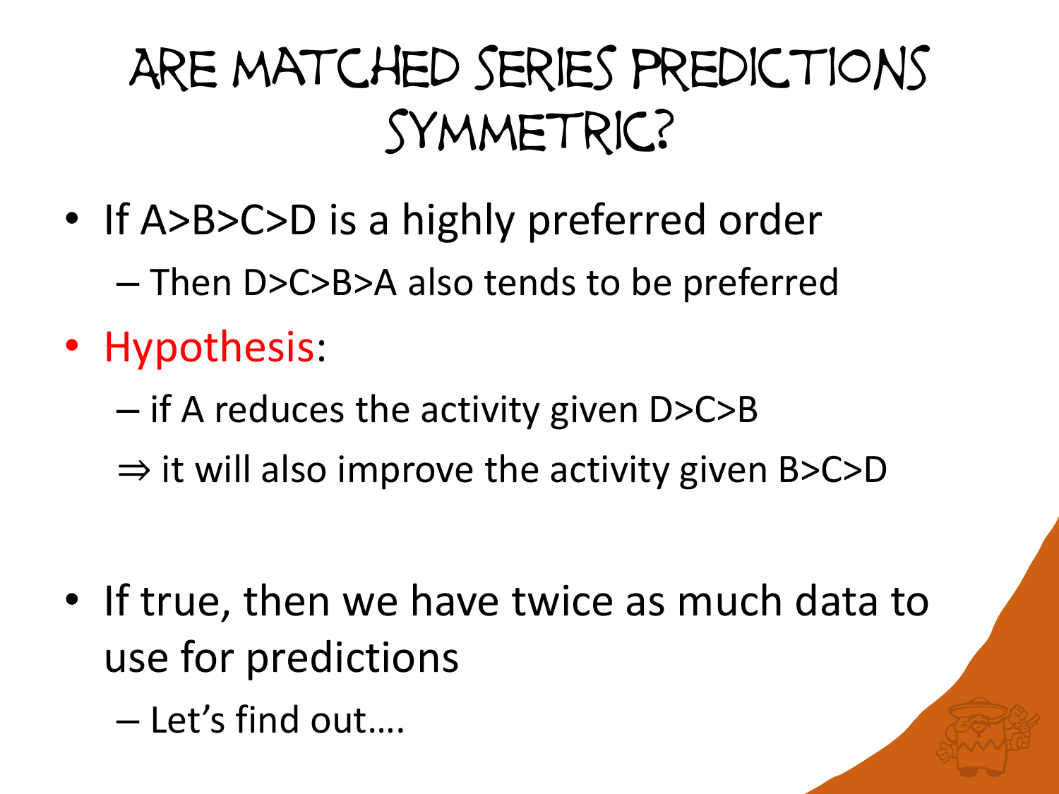# Are Matched Series Predictions Symmetric?

- If A>B>C>D is a highly preferred order
  - Then D>C>B>A also tends to be preferred
- Hypothesis:
  - if A reduces the activity given D>C>B
  - ⇒ it will also improve the activity given B>C>D
- If true, then we have twice as much data to use for predictions
  - Let's find out….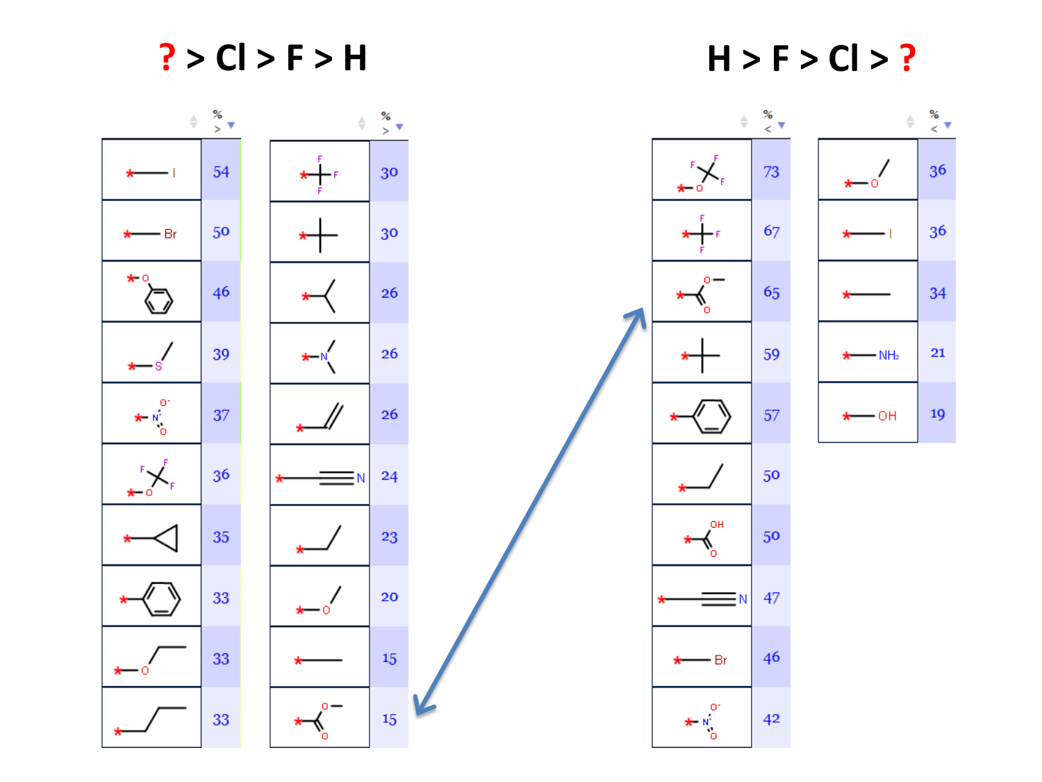# ? > Cl > F > H

| Substituent | % > |
|---|---|
| *–I | 54 |
| *–Br | 50 |
| *–O–Ph | 46 |
| *–S–CH$_3$ | 39 |
| *–NO$_2$ | 37 |
| *–OCF$_3$ | 36 |
| *–cyclopropyl | 35 |
| *–Ph | 33 |
| *–O–CH$_2$CH$_3$ | 33 |
| *–CH$_2$CH$_2$CH$_3$ | 33 |

| Substituent | % > |
|---|---|
| *–CF$_3$ | 30 |
| *–C(CH$_3$)$_3$ | 30 |
| *–CH(CH$_3$)$_2$ | 26 |
| *–N(CH$_3$)$_2$ | 26 |
| *–CH=CH$_2$ | 26 |
| *–C≡N | 24 |
| *–CH$_2$CH$_3$ | 23 |
| *–O–CH$_3$ | 20 |
| *–CH$_3$ | 15 |
| *–C(=O)OCH$_3$ | 15 |

# H > F > Cl > ?

| Substituent | % < |
|---|---|
| *–OCF$_3$ | 73 |
| *–CF$_3$ | 67 |
| *–C(=O)OCH$_3$ | 65 |
| *–C(CH$_3$)$_3$ | 59 |
| *–Ph | 57 |
| *–CH$_2$CH$_3$ | 50 |
| *–C(=O)OH | 50 |
| *–C≡N | 47 |
| *–Br | 46 |
| *–NO$_2$ | 42 |

| Substituent | % < |
|---|---|
| *–O–CH$_3$ | 36 |
| *–I | 36 |
| *–CH$_3$ | 34 |
| *–NH$_2$ | 21 |
| *–OH | 19 |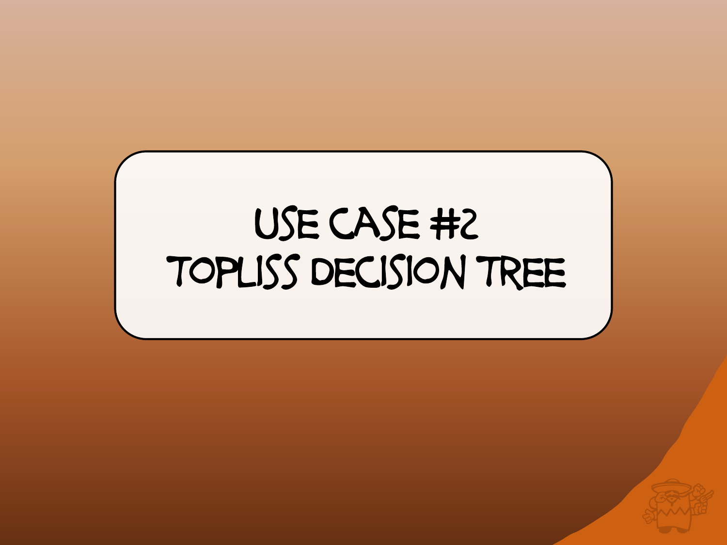# USE CASE #2
# TOPLISS DECISION TREE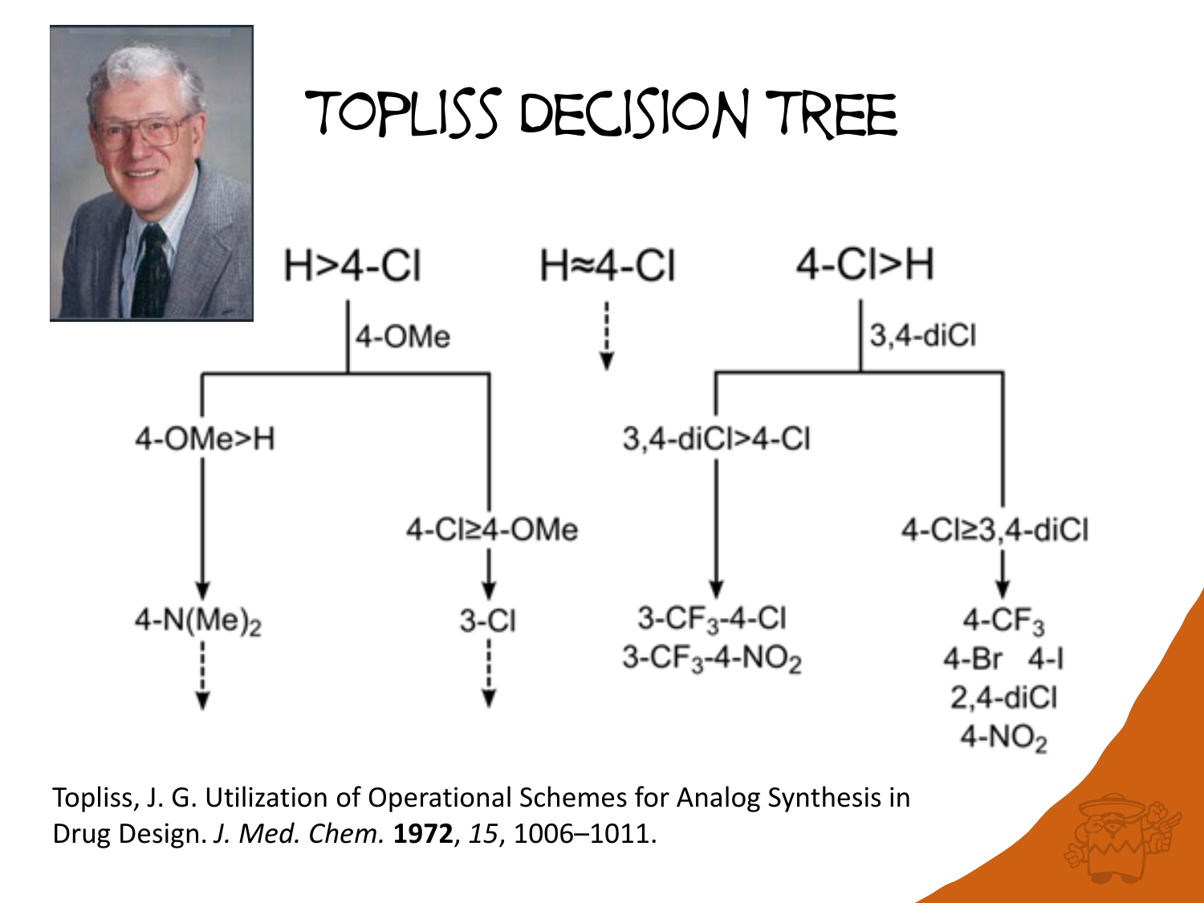# Topliss Decision Tree

H>4-Cl → 4-OMe

- 4-OMe>H → 4-N(Me)$_2$
- 4-Cl≥4-OMe → 3-Cl

H≈4-Cl

4-Cl>H → 3,4-diCl

- 3,4-diCl>4-Cl → 3-CF$_3$-4-Cl, 3-CF$_3$-4-NO$_2$
- 4-Cl≥3,4-diCl → 4-CF$_3$, 4-Br, 4-I, 2,4-diCl, 4-NO$_2$

Topliss, J. G. Utilization of Operational Schemes for Analog Synthesis in Drug Design. *J. Med. Chem.* **1972**, *15*, 1006–1011.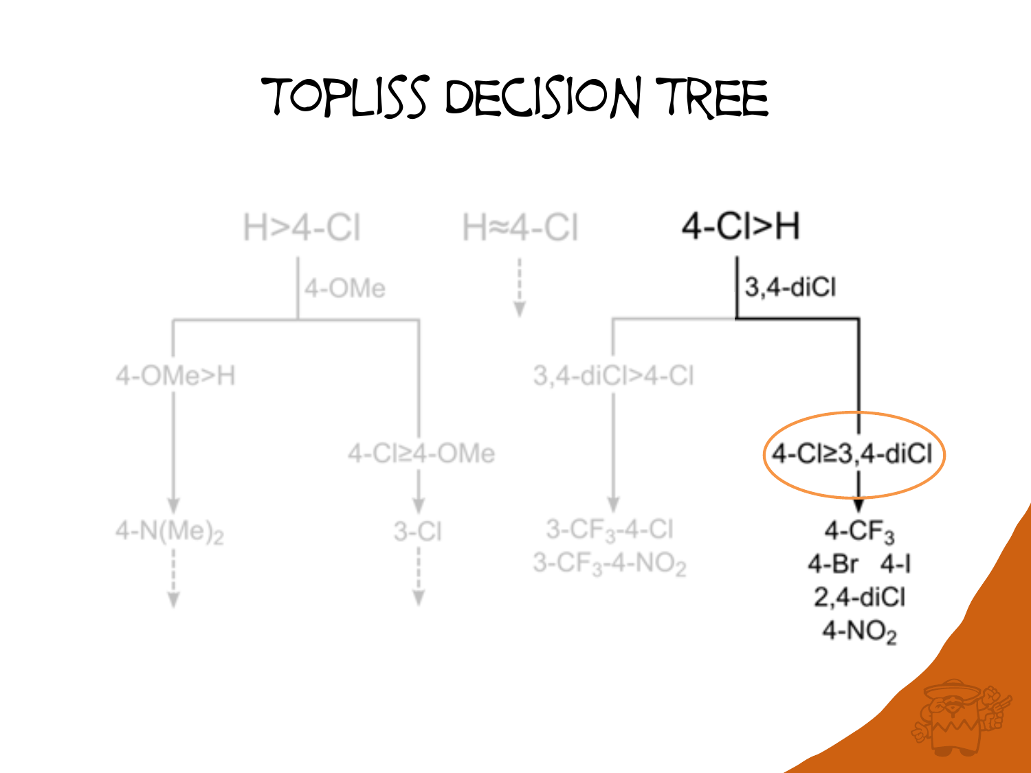# Topliss Decision Tree

H>4-Cl

4-OMe

4-OMe>H

4-N(Me)$_2$

4-Cl≥4-OMe

3-Cl

H≈4-Cl

4-Cl>H

3,4-diCl

3,4-diCl>4-Cl

3-CF$_3$-4-Cl

3-CF$_3$-4-NO$_2$

4-Cl≥3,4-diCl

4-CF$_3$

4-Br 4-I

2,4-diCl

4-NO$_2$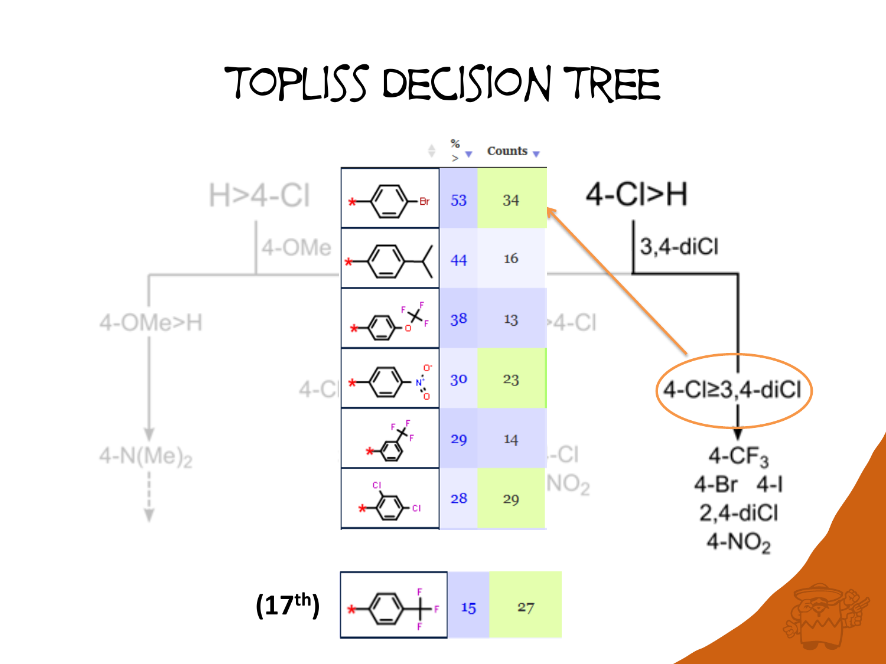# TOPLISS DECISION TREE

| | % > | Counts |
|---|---|---|
| 4-Br phenyl | 53 | 34 |
| 4-isopropyl phenyl | 44 | 16 |
| 4-OCF3 phenyl | 38 | 13 |
| 4-NO2 phenyl | 30 | 23 |
| 3-CF3 phenyl | 29 | 14 |
| 3,4-diCl phenyl | 28 | 29 |
| (17th) 4-CF3 phenyl | 15 | 27 |

H>4-Cl

4-OMe

4-OMe>H

4-N(Me)$_2$

4-Cl>H

3,4-diCl

4-Cl≥3,4-diCl

4-CF$_3$

4-Br 4-I

2,4-diCl

4-NO$_2$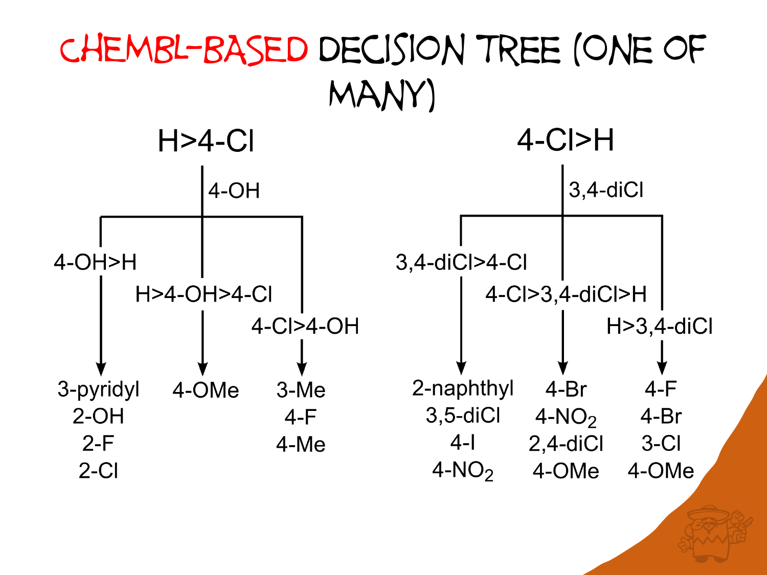# ChEMBL-based decision tree (one of many)

## H>4-Cl

- 4-OH
  - 4-OH>H
    - 3-pyridyl
    - 2-OH
    - 2-F
    - 2-Cl
  - H>4-OH>4-Cl
    - 4-OMe
  - 4-Cl>4-OH
    - 3-Me
    - 4-F
    - 4-Me

## 4-Cl>H

- 3,4-diCl
  - 3,4-diCl>4-Cl
    - 2-naphthyl
    - 3,5-diCl
    - 4-I
    - 4-$NO_2$
  - 4-Cl>3,4-diCl>H
    - 4-Br
    - 4-$NO_2$
    - 2,4-diCl
    - 4-OMe
  - H>3,4-diCl
    - 4-F
    - 4-Br
    - 3-Cl
    - 4-OMe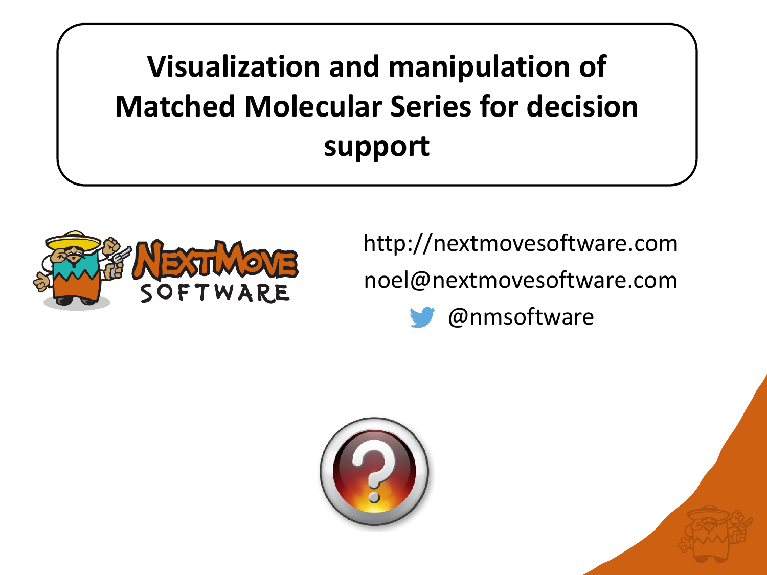# Visualization and manipulation of Matched Molecular Series for decision support

http://nextmovesoftware.com

noel@nextmovesoftware.com

@nmsoftware